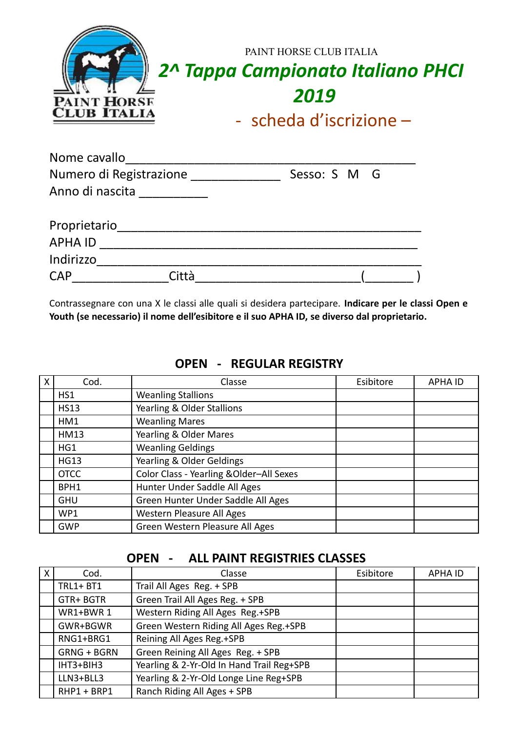PAINT HORSE CLUB ITALIA

# 2^ Tappa Campionato Italiano PHCI 2019

## - scheda d'iscrizione –

Nome cavallo___________________________________________

Numero di Registrazione _____________ Sesso: S M G

Anno di nascita __________

Proprietario______________________________________________

APHA ID ________________________________________________

Indirizzo_________________________________________________

CAP______________Città________________________(_______ )

Contrassegnare con una X le classi alle quali si desidera partecipare. **Indicare per le classi Open e Youth (se necessario) il nome dell'esibitore e il suo APHA ID, se diverso dal proprietario.**

### OPEN - REGULAR REGISTRY

| X | Cod. | Classe | Esibitore | APHA ID |
|---|---|---|---|---|
| | HS1 | Weanling Stallions | | |
| | HS13 | Yearling & Older Stallions | | |
| | HM1 | Weanling Mares | | |
| | HM13 | Yearling & Older Mares | | |
| | HG1 | Weanling Geldings | | |
| | HG13 | Yearling & Older Geldings | | |
| | OTCC | Color Class - Yearling &Older–All Sexes | | |
| | BPH1 | Hunter Under Saddle All Ages | | |
| | GHU | Green Hunter Under Saddle All Ages | | |
| | WP1 | Western Pleasure All Ages | | |
| | GWP | Green Western Pleasure All Ages | | |

### OPEN - ALL PAINT REGISTRIES CLASSES

| X | Cod. | Classe | Esibitore | APHA ID |
|---|---|---|---|---|
| | TRL1+ BT1 | Trail All Ages Reg. + SPB | | |
| | GTR+ BGTR | Green Trail All Ages Reg. + SPB | | |
| | WR1+BWR 1 | Western Riding All Ages Reg.+SPB | | |
| | GWR+BGWR | Green Western Riding All Ages Reg.+SPB | | |
| | RNG1+BRG1 | Reining All Ages Reg.+SPB | | |
| | GRNG + BGRN | Green Reining All Ages Reg. + SPB | | |
| | IHT3+BIH3 | Yearling & 2-Yr-Old In Hand Trail Reg+SPB | | |
| | LLN3+BLL3 | Yearling & 2-Yr-Old Longe Line Reg+SPB | | |
| | RHP1 + BRP1 | Ranch Riding All Ages + SPB | | |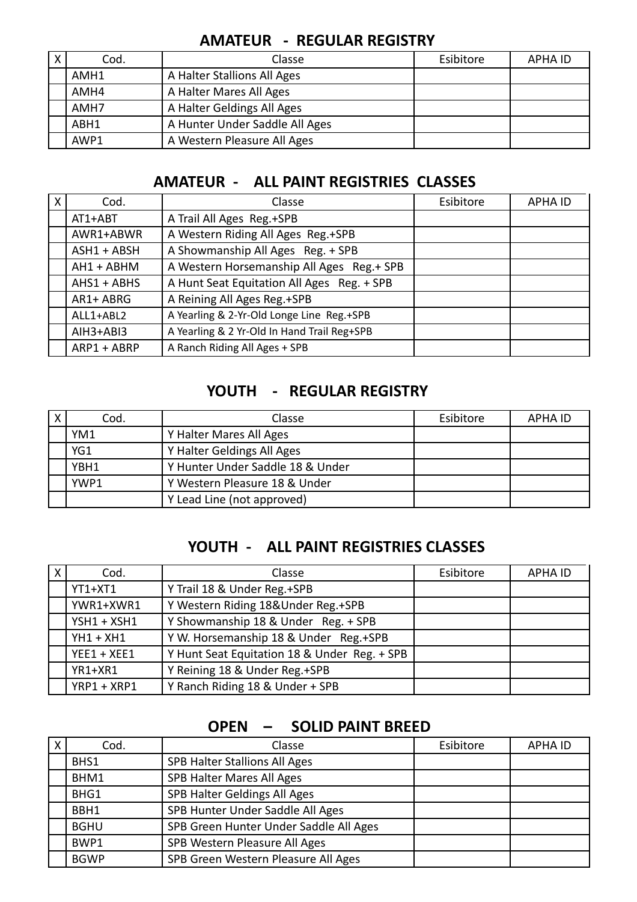## AMATEUR - REGULAR REGISTRY

| X | Cod. | Classe | Esibitore | APHA ID |
|---|---|---|---|---|
| | AMH1 | A Halter Stallions All Ages | | |
| | AMH4 | A Halter Mares All Ages | | |
| | AMH7 | A Halter Geldings All Ages | | |
| | ABH1 | A Hunter Under Saddle All Ages | | |
| | AWP1 | A Western Pleasure All Ages | | |

## AMATEUR - ALL PAINT REGISTRIES CLASSES

| X | Cod. | Classe | Esibitore | APHA ID |
|---|---|---|---|---|
| | AT1+ABT | A Trail All Ages Reg.+SPB | | |
| | AWR1+ABWR | A Western Riding All Ages Reg.+SPB | | |
| | ASH1 + ABSH | A Showmanship All Ages Reg. + SPB | | |
| | AH1 + ABHM | A Western Horsemanship All Ages Reg.+ SPB | | |
| | AHS1 + ABHS | A Hunt Seat Equitation All Ages Reg. + SPB | | |
| | AR1+ ABRG | A Reining All Ages Reg.+SPB | | |
| | ALL1+ABL2 | A Yearling & 2-Yr-Old Longe Line Reg.+SPB | | |
| | AIH3+ABI3 | A Yearling & 2 Yr-Old In Hand Trail Reg+SPB | | |
| | ARP1 + ABRP | A Ranch Riding All Ages + SPB | | |

## YOUTH - REGULAR REGISTRY

| X | Cod. | Classe | Esibitore | APHA ID |
|---|---|---|---|---|
| | YM1 | Y Halter Mares All Ages | | |
| | YG1 | Y Halter Geldings All Ages | | |
| | YBH1 | Y Hunter Under Saddle 18 & Under | | |
| | YWP1 | Y Western Pleasure 18 & Under | | |
| | | Y Lead Line (not approved) | | |

## YOUTH - ALL PAINT REGISTRIES CLASSES

| X | Cod. | Classe | Esibitore | APHA ID |
|---|---|---|---|---|
| | YT1+XT1 | Y Trail 18 & Under Reg.+SPB | | |
| | YWR1+XWR1 | Y Western Riding 18&Under Reg.+SPB | | |
| | YSH1 + XSH1 | Y Showmanship 18 & Under Reg. + SPB | | |
| | YH1 + XH1 | Y W. Horsemanship 18 & Under Reg.+SPB | | |
| | YEE1 + XEE1 | Y Hunt Seat Equitation 18 & Under Reg. + SPB | | |
| | YR1+XR1 | Y Reining 18 & Under Reg.+SPB | | |
| | YRP1 + XRP1 | Y Ranch Riding 18 & Under + SPB | | |

## OPEN – SOLID PAINT BREED

| X | Cod. | Classe | Esibitore | APHA ID |
|---|---|---|---|---|
| | BHS1 | SPB Halter Stallions All Ages | | |
| | BHM1 | SPB Halter Mares All Ages | | |
| | BHG1 | SPB Halter Geldings All Ages | | |
| | BBH1 | SPB Hunter Under Saddle All Ages | | |
| | BGHU | SPB Green Hunter Under Saddle All Ages | | |
| | BWP1 | SPB Western Pleasure All Ages | | |
| | BGWP | SPB Green Western Pleasure All Ages | | |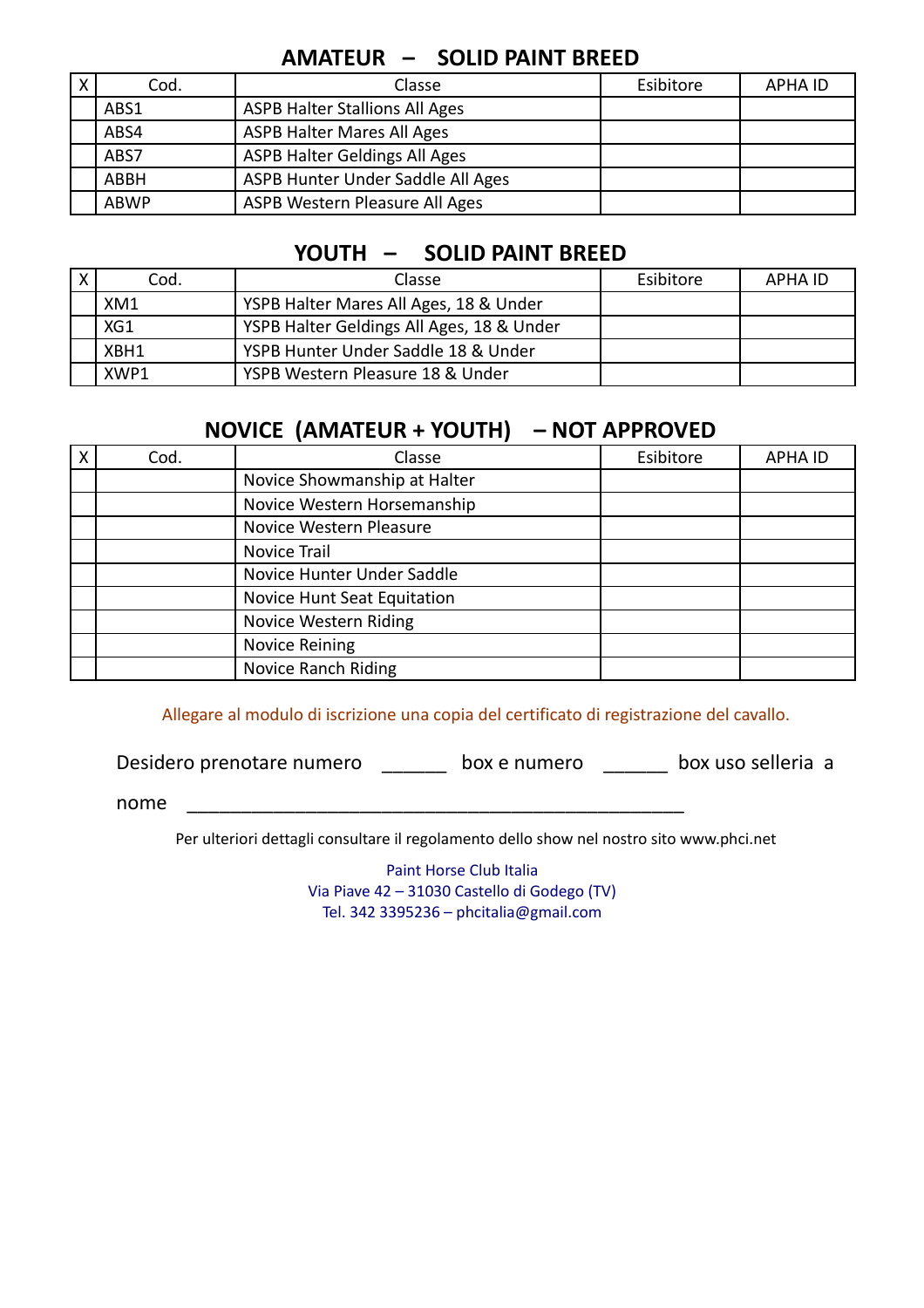## AMATEUR – SOLID PAINT BREED

| X | Cod. | Classe | Esibitore | APHA ID |
|---|---|---|---|---|
| | ABS1 | ASPB Halter Stallions All Ages | | |
| | ABS4 | ASPB Halter Mares All Ages | | |
| | ABS7 | ASPB Halter Geldings All Ages | | |
| | ABBH | ASPB Hunter Under Saddle All Ages | | |
| | ABWP | ASPB Western Pleasure All Ages | | |

## YOUTH – SOLID PAINT BREED

| X | Cod. | Classe | Esibitore | APHA ID |
|---|---|---|---|---|
| | XM1 | YSPB Halter Mares All Ages, 18 & Under | | |
| | XG1 | YSPB Halter Geldings All Ages, 18 & Under | | |
| | XBH1 | YSPB Hunter Under Saddle 18 & Under | | |
| | XWP1 | YSPB Western Pleasure 18 & Under | | |

## NOVICE (AMATEUR + YOUTH) – NOT APPROVED

| X | Cod. | Classe | Esibitore | APHA ID |
|---|---|---|---|---|
| | | Novice Showmanship at Halter | | |
| | | Novice Western Horsemanship | | |
| | | Novice Western Pleasure | | |
| | | Novice Trail | | |
| | | Novice Hunter Under Saddle | | |
| | | Novice Hunt Seat Equitation | | |
| | | Novice Western Riding | | |
| | | Novice Reining | | |
| | | Novice Ranch Riding | | |

Allegare al modulo di iscrizione una copia del certificato di registrazione del cavallo.

Desidero prenotare numero ______ box e numero ______ box uso selleria a

nome ____________________________________________

Per ulteriori dettagli consultare il regolamento dello show nel nostro sito www.phci.net

Paint Horse Club Italia
Via Piave 42 – 31030 Castello di Godego (TV)
Tel. 342 3395236 – phcitalia@gmail.com